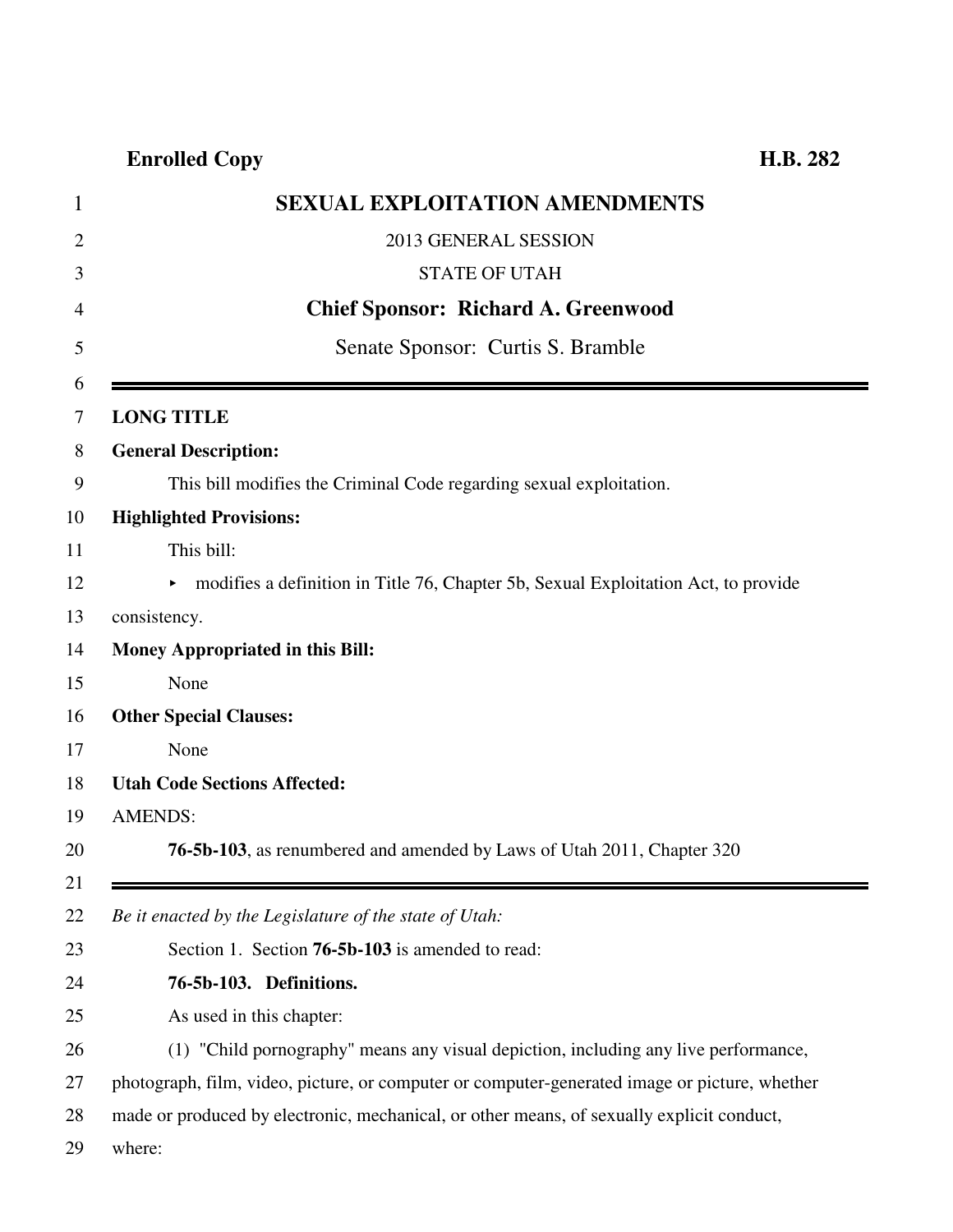**Enrolled Copy** **H.B. 282**

# SEXUAL EXPLOITATION AMENDMENTS

2013 GENERAL SESSION

STATE OF UTAH

**Chief Sponsor: Richard A. Greenwood**

Senate Sponsor: Curtis S. Bramble

---

**LONG TITLE**

**General Description:**

This bill modifies the Criminal Code regarding sexual exploitation.

**Highlighted Provisions:**

This bill:

- modifies a definition in Title 76, Chapter 5b, Sexual Exploitation Act, to provide consistency.

**Money Appropriated in this Bill:**

None

**Other Special Clauses:**

None

**Utah Code Sections Affected:**

AMENDS:

**76-5b-103**, as renumbered and amended by Laws of Utah 2011, Chapter 320

---

*Be it enacted by the Legislature of the state of Utah:*

Section 1. Section **76-5b-103** is amended to read:

**76-5b-103. Definitions.**

As used in this chapter:

(1) "Child pornography" means any visual depiction, including any live performance, photograph, film, video, picture, or computer or computer-generated image or picture, whether made or produced by electronic, mechanical, or other means, of sexually explicit conduct, where: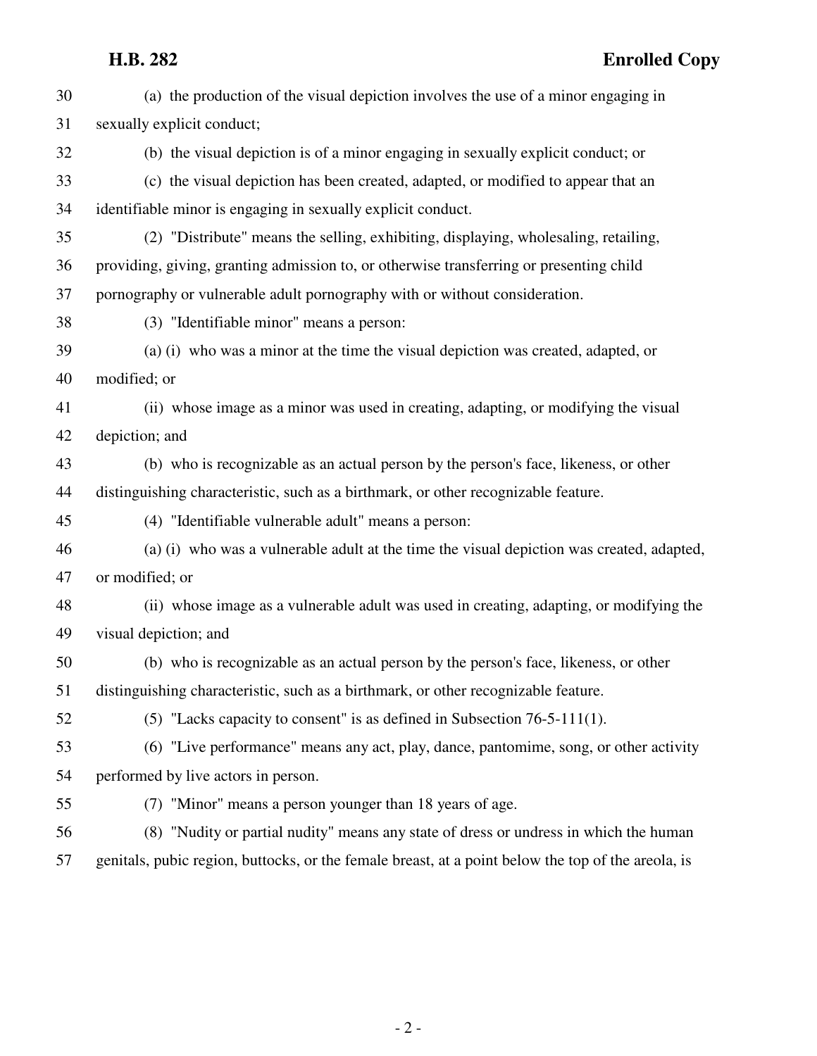(a) the production of the visual depiction involves the use of a minor engaging in sexually explicit conduct;

(b) the visual depiction is of a minor engaging in sexually explicit conduct; or

(c) the visual depiction has been created, adapted, or modified to appear that an identifiable minor is engaging in sexually explicit conduct.

(2) "Distribute" means the selling, exhibiting, displaying, wholesaling, retailing, providing, giving, granting admission to, or otherwise transferring or presenting child pornography or vulnerable adult pornography with or without consideration.

(3) "Identifiable minor" means a person:

(a) (i) who was a minor at the time the visual depiction was created, adapted, or modified; or

(ii) whose image as a minor was used in creating, adapting, or modifying the visual depiction; and

(b) who is recognizable as an actual person by the person's face, likeness, or other distinguishing characteristic, such as a birthmark, or other recognizable feature.

(4) "Identifiable vulnerable adult" means a person:

(a) (i) who was a vulnerable adult at the time the visual depiction was created, adapted, or modified; or

(ii) whose image as a vulnerable adult was used in creating, adapting, or modifying the visual depiction; and

(b) who is recognizable as an actual person by the person's face, likeness, or other distinguishing characteristic, such as a birthmark, or other recognizable feature.

(5) "Lacks capacity to consent" is as defined in Subsection 76-5-111(1).

(6) "Live performance" means any act, play, dance, pantomime, song, or other activity performed by live actors in person.

(7) "Minor" means a person younger than 18 years of age.

(8) "Nudity or partial nudity" means any state of dress or undress in which the human genitals, pubic region, buttocks, or the female breast, at a point below the top of the areola, is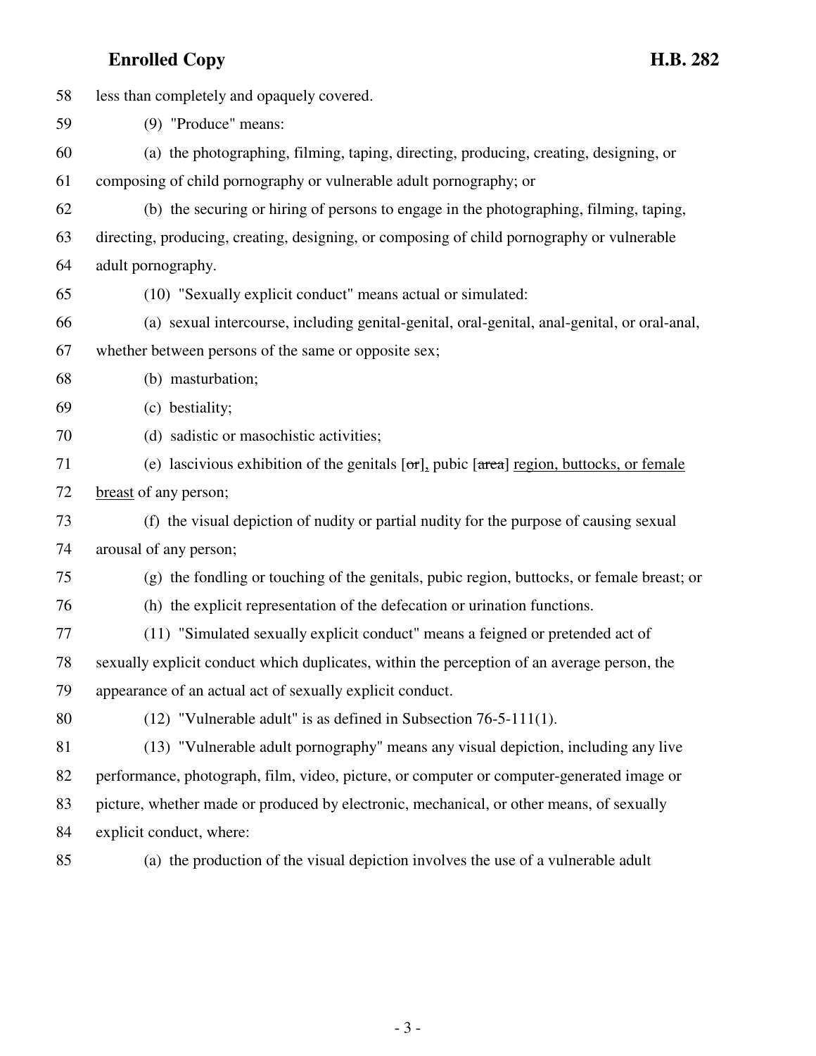less than completely and opaquely covered.

(9) "Produce" means:

(a) the photographing, filming, taping, directing, producing, creating, designing, or composing of child pornography or vulnerable adult pornography; or

(b) the securing or hiring of persons to engage in the photographing, filming, taping, directing, producing, creating, designing, or composing of child pornography or vulnerable adult pornography.

(10) "Sexually explicit conduct" means actual or simulated:

(a) sexual intercourse, including genital-genital, oral-genital, anal-genital, or oral-anal, whether between persons of the same or opposite sex;

(b) masturbation;

(c) bestiality;

(d) sadistic or masochistic activities;

(e) lascivious exhibition of the genitals [~~or~~], pubic [~~area~~] region, buttocks, or female breast of any person;

(f) the visual depiction of nudity or partial nudity for the purpose of causing sexual arousal of any person;

(g) the fondling or touching of the genitals, pubic region, buttocks, or female breast; or

(h) the explicit representation of the defecation or urination functions.

(11) "Simulated sexually explicit conduct" means a feigned or pretended act of sexually explicit conduct which duplicates, within the perception of an average person, the appearance of an actual act of sexually explicit conduct.

(12) "Vulnerable adult" is as defined in Subsection 76-5-111(1).

(13) "Vulnerable adult pornography" means any visual depiction, including any live performance, photograph, film, video, picture, or computer or computer-generated image or picture, whether made or produced by electronic, mechanical, or other means, of sexually explicit conduct, where:

(a) the production of the visual depiction involves the use of a vulnerable adult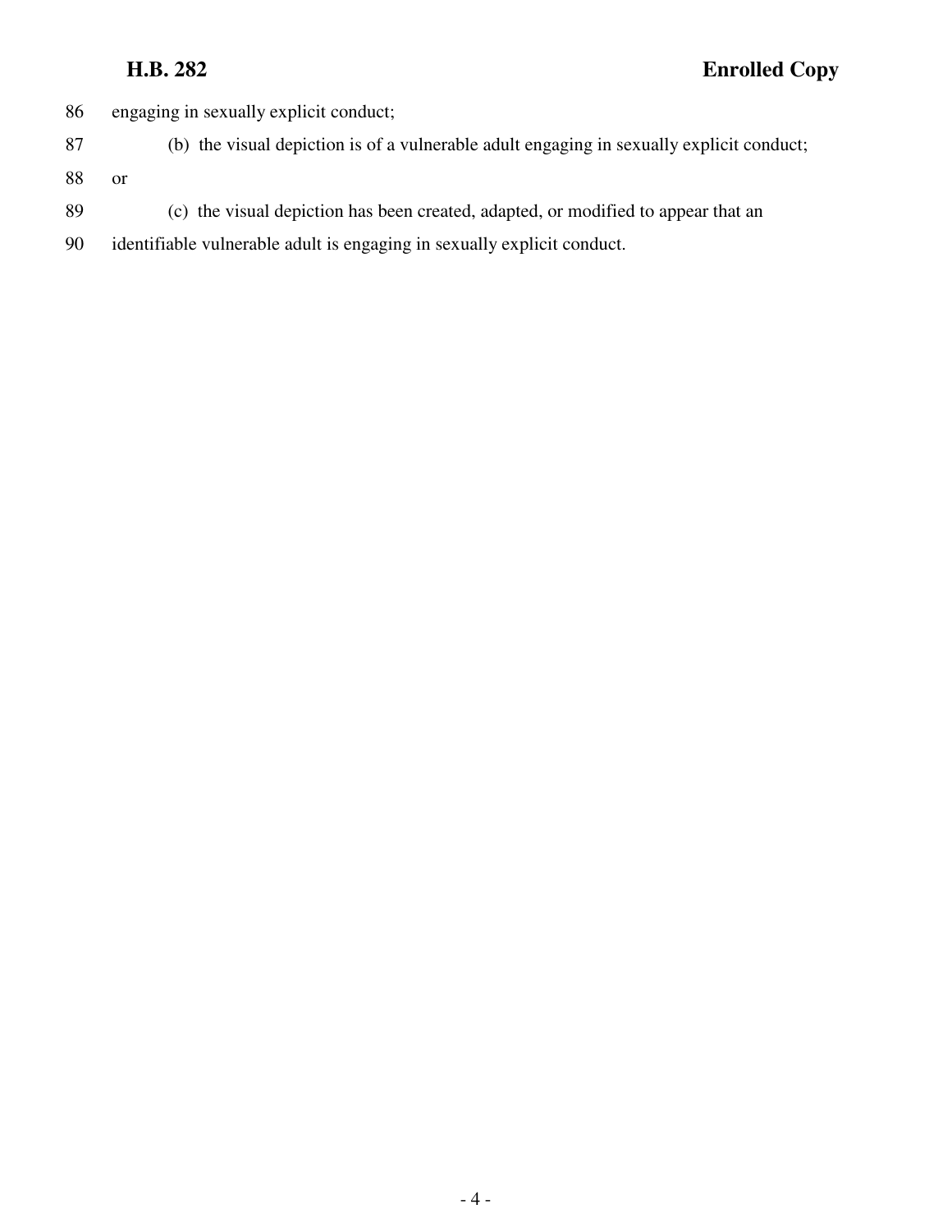engaging in sexually explicit conduct;

(b) the visual depiction is of a vulnerable adult engaging in sexually explicit conduct; or

(c) the visual depiction has been created, adapted, or modified to appear that an identifiable vulnerable adult is engaging in sexually explicit conduct.